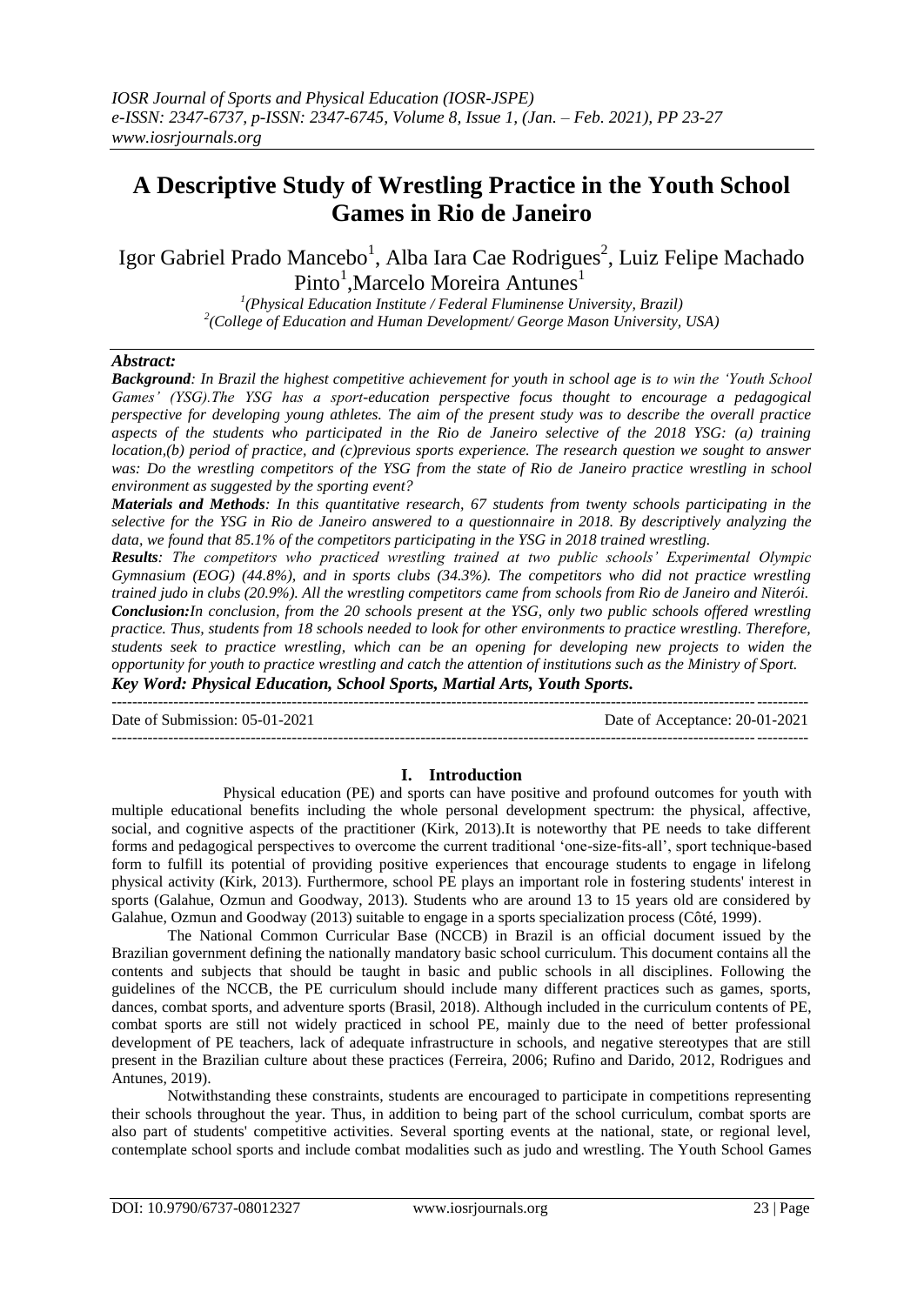*IOSR Journal of Sports and Physical Education (IOSR-JSPE)*
*e-ISSN: 2347-6737, p-ISSN: 2347-6745, Volume 8, Issue 1, (Jan. – Feb. 2021), PP 23-27*
*www.iosrjournals.org*

# A Descriptive Study of Wrestling Practice in the Youth School Games in Rio de Janeiro

Igor Gabriel Prado Mancebo[1], Alba Iara Cae Rodrigues[2], Luiz Felipe Machado Pinto[1], Marcelo Moreira Antunes[1]

[1](Physical Education Institute / Federal Fluminense University, Brazil)
[2](College of Education and Human Development/ George Mason University, USA)

## *Abstract:*

***Background**: In Brazil the highest competitive achievement for youth in school age is to win the 'Youth School Games' (YSG).The YSG has a sport-education perspective focus thought to encourage a pedagogical perspective for developing young athletes. The aim of the present study was to describe the overall practice aspects of the students who participated in the Rio de Janeiro selective of the 2018 YSG: (a) training location,(b) period of practice, and (c)previous sports experience. The research question we sought to answer was: Do the wrestling competitors of the YSG from the state of Rio de Janeiro practice wrestling in school environment as suggested by the sporting event?*

***Materials and Methods**: In this quantitative research, 67 students from twenty schools participating in the selective for the YSG in Rio de Janeiro answered to a questionnaire in 2018. By descriptively analyzing the data, we found that 85.1% of the competitors participating in the YSG in 2018 trained wrestling.*

***Results**: The competitors who practiced wrestling trained at two public schools' Experimental Olympic Gymnasium (EOG) (44.8%), and in sports clubs (34.3%). The competitors who did not practice wrestling trained judo in clubs (20.9%). All the wrestling competitors came from schools from Rio de Janeiro and Niterói.*

***Conclusion**:In conclusion, from the 20 schools present at the YSG, only two public schools offered wrestling practice. Thus, students from 18 schools needed to look for other environments to practice wrestling. Therefore, students seek to practice wrestling, which can be an opening for developing new projects to widen the opportunity for youth to practice wrestling and catch the attention of institutions such as the Ministry of Sport.*

***Key Word: Physical Education, School Sports, Martial Arts, Youth Sports.***

---

Date of Submission: 05-01-2021 Date of Acceptance: 20-01-2021

---

## I. Introduction

Physical education (PE) and sports can have positive and profound outcomes for youth with multiple educational benefits including the whole personal development spectrum: the physical, affective, social, and cognitive aspects of the practitioner (Kirk, 2013).It is noteworthy that PE needs to take different forms and pedagogical perspectives to overcome the current traditional 'one-size-fits-all', sport technique-based form to fulfill its potential of providing positive experiences that encourage students to engage in lifelong physical activity (Kirk, 2013). Furthermore, school PE plays an important role in fostering students' interest in sports (Galahue, Ozmun and Goodway, 2013). Students who are around 13 to 15 years old are considered by Galahue, Ozmun and Goodway (2013) suitable to engage in a sports specialization process (Côté, 1999).

The National Common Curricular Base (NCCB) in Brazil is an official document issued by the Brazilian government defining the nationally mandatory basic school curriculum. This document contains all the contents and subjects that should be taught in basic and public schools in all disciplines. Following the guidelines of the NCCB, the PE curriculum should include many different practices such as games, sports, dances, combat sports, and adventure sports (Brasil, 2018). Although included in the curriculum contents of PE, combat sports are still not widely practiced in school PE, mainly due to the need of better professional development of PE teachers, lack of adequate infrastructure in schools, and negative stereotypes that are still present in the Brazilian culture about these practices (Ferreira, 2006; Rufino and Darido, 2012, Rodrigues and Antunes, 2019).

Notwithstanding these constraints, students are encouraged to participate in competitions representing their schools throughout the year. Thus, in addition to being part of the school curriculum, combat sports are also part of students' competitive activities. Several sporting events at the national, state, or regional level, contemplate school sports and include combat modalities such as judo and wrestling. The Youth School Games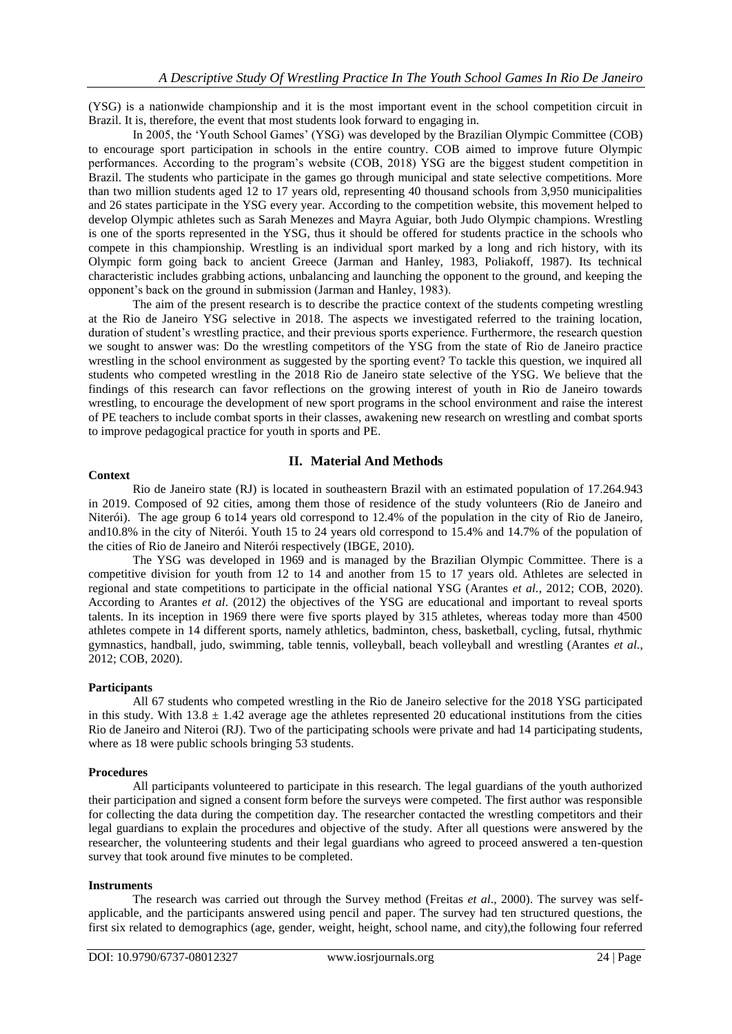(YSG) is a nationwide championship and it is the most important event in the school competition circuit in Brazil. It is, therefore, the event that most students look forward to engaging in.

In 2005, the 'Youth School Games' (YSG) was developed by the Brazilian Olympic Committee (COB) to encourage sport participation in schools in the entire country. COB aimed to improve future Olympic performances. According to the program's website (COB, 2018) YSG are the biggest student competition in Brazil. The students who participate in the games go through municipal and state selective competitions. More than two million students aged 12 to 17 years old, representing 40 thousand schools from 3,950 municipalities and 26 states participate in the YSG every year. According to the competition website, this movement helped to develop Olympic athletes such as Sarah Menezes and Mayra Aguiar, both Judo Olympic champions. Wrestling is one of the sports represented in the YSG, thus it should be offered for students practice in the schools who compete in this championship. Wrestling is an individual sport marked by a long and rich history, with its Olympic form going back to ancient Greece (Jarman and Hanley, 1983, Poliakoff, 1987). Its technical characteristic includes grabbing actions, unbalancing and launching the opponent to the ground, and keeping the opponent's back on the ground in submission (Jarman and Hanley, 1983).

The aim of the present research is to describe the practice context of the students competing wrestling at the Rio de Janeiro YSG selective in 2018. The aspects we investigated referred to the training location, duration of student's wrestling practice, and their previous sports experience. Furthermore, the research question we sought to answer was: Do the wrestling competitors of the YSG from the state of Rio de Janeiro practice wrestling in the school environment as suggested by the sporting event? To tackle this question, we inquired all students who competed wrestling in the 2018 Rio de Janeiro state selective of the YSG. We believe that the findings of this research can favor reflections on the growing interest of youth in Rio de Janeiro towards wrestling, to encourage the development of new sport programs in the school environment and raise the interest of PE teachers to include combat sports in their classes, awakening new research on wrestling and combat sports to improve pedagogical practice for youth in sports and PE.

## II. Material And Methods

### Context

Rio de Janeiro state (RJ) is located in southeastern Brazil with an estimated population of 17.264.943 in 2019. Composed of 92 cities, among them those of residence of the study volunteers (Rio de Janeiro and Niterói). The age group 6 to14 years old correspond to 12.4% of the population in the city of Rio de Janeiro, and10.8% in the city of Niterói. Youth 15 to 24 years old correspond to 15.4% and 14.7% of the population of the cities of Rio de Janeiro and Niterói respectively (IBGE, 2010).

The YSG was developed in 1969 and is managed by the Brazilian Olympic Committee. There is a competitive division for youth from 12 to 14 and another from 15 to 17 years old. Athletes are selected in regional and state competitions to participate in the official national YSG (Arantes *et al.*, 2012; COB, 2020). According to Arantes *et al.* (2012) the objectives of the YSG are educational and important to reveal sports talents. In its inception in 1969 there were five sports played by 315 athletes, whereas today more than 4500 athletes compete in 14 different sports, namely athletics, badminton, chess, basketball, cycling, futsal, rhythmic gymnastics, handball, judo, swimming, table tennis, volleyball, beach volleyball and wrestling (Arantes *et al.*, 2012; COB, 2020).

### Participants

All 67 students who competed wrestling in the Rio de Janeiro selective for the 2018 YSG participated in this study. With $13.8 \pm 1.42$ average age the athletes represented 20 educational institutions from the cities Rio de Janeiro and Niteroi (RJ). Two of the participating schools were private and had 14 participating students, where as 18 were public schools bringing 53 students.

### Procedures

All participants volunteered to participate in this research. The legal guardians of the youth authorized their participation and signed a consent form before the surveys were competed. The first author was responsible for collecting the data during the competition day. The researcher contacted the wrestling competitors and their legal guardians to explain the procedures and objective of the study. After all questions were answered by the researcher, the volunteering students and their legal guardians who agreed to proceed answered a ten-question survey that took around five minutes to be completed.

### Instruments

The research was carried out through the Survey method (Freitas *et al*., 2000). The survey was self-applicable, and the participants answered using pencil and paper. The survey had ten structured questions, the first six related to demographics (age, gender, weight, height, school name, and city),the following four referred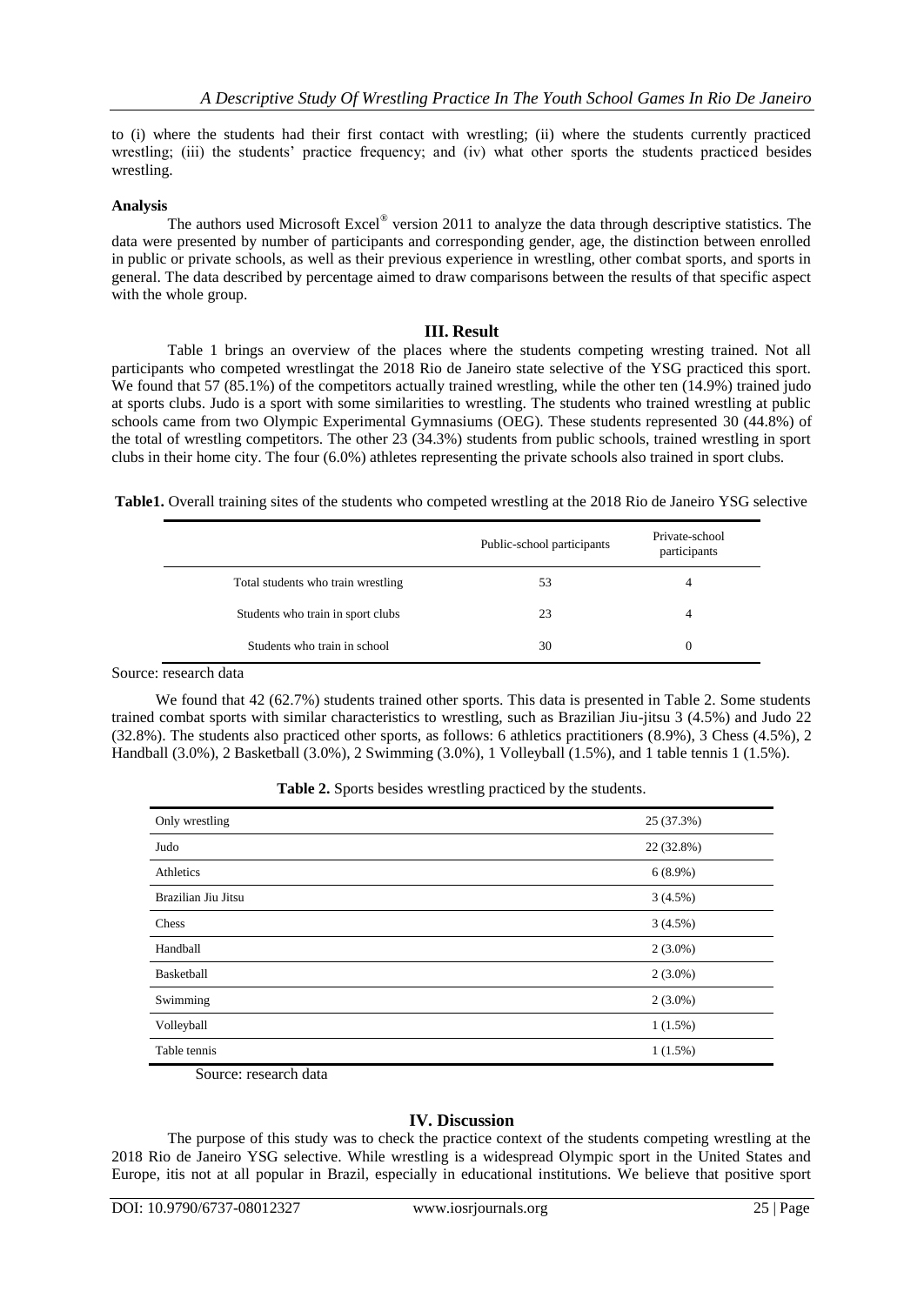to (i) where the students had their first contact with wrestling; (ii) where the students currently practiced wrestling; (iii) the students' practice frequency; and (iv) what other sports the students practiced besides wrestling.

**Analysis**

The authors used Microsoft Excel® version 2011 to analyze the data through descriptive statistics. The data were presented by number of participants and corresponding gender, age, the distinction between enrolled in public or private schools, as well as their previous experience in wrestling, other combat sports, and sports in general. The data described by percentage aimed to draw comparisons between the results of that specific aspect with the whole group.

## III. Result

Table 1 brings an overview of the places where the students competing wrestling trained. Not all participants who competed wrestlingat the 2018 Rio de Janeiro state selective of the YSG practiced this sport. We found that 57 (85.1%) of the competitors actually trained wrestling, while the other ten (14.9%) trained judo at sports clubs. Judo is a sport with some similarities to wrestling. The students who trained wrestling at public schools came from two Olympic Experimental Gymnasiums (OEG). These students represented 30 (44.8%) of the total of wrestling competitors. The other 23 (34.3%) students from public schools, trained wrestling in sport clubs in their home city. The four (6.0%) athletes representing the private schools also trained in sport clubs.

**Table1.** Overall training sites of the students who competed wrestling at the 2018 Rio de Janeiro YSG selective

| | Public-school participants | Private-school participants |
|---|---|---|
| Total students who train wrestling | 53 | 4 |
| Students who train in sport clubs | 23 | 4 |
| Students who train in school | 30 | 0 |

Source: research data

We found that 42 (62.7%) students trained other sports. This data is presented in Table 2. Some students trained combat sports with similar characteristics to wrestling, such as Brazilian Jiu-jitsu 3 (4.5%) and Judo 22 (32.8%). The students also practiced other sports, as follows: 6 athletics practitioners (8.9%), 3 Chess (4.5%), 2 Handball (3.0%), 2 Basketball (3.0%), 2 Swimming (3.0%), 1 Volleyball (1.5%), and 1 table tennis 1 (1.5%).

**Table 2.** Sports besides wrestling practiced by the students.

| | |
|---|---|
| Only wrestling | 25 (37.3%) |
| Judo | 22 (32.8%) |
| Athletics | 6 (8.9%) |
| Brazilian Jiu Jitsu | 3 (4.5%) |
| Chess | 3 (4.5%) |
| Handball | 2 (3.0%) |
| Basketball | 2 (3.0%) |
| Swimming | 2 (3.0%) |
| Volleyball | 1 (1.5%) |
| Table tennis | 1 (1.5%) |

Source: research data

## IV. Discussion

The purpose of this study was to check the practice context of the students competing wrestling at the 2018 Rio de Janeiro YSG selective. While wrestling is a widespread Olympic sport in the United States and Europe, itis not at all popular in Brazil, especially in educational institutions. We believe that positive sport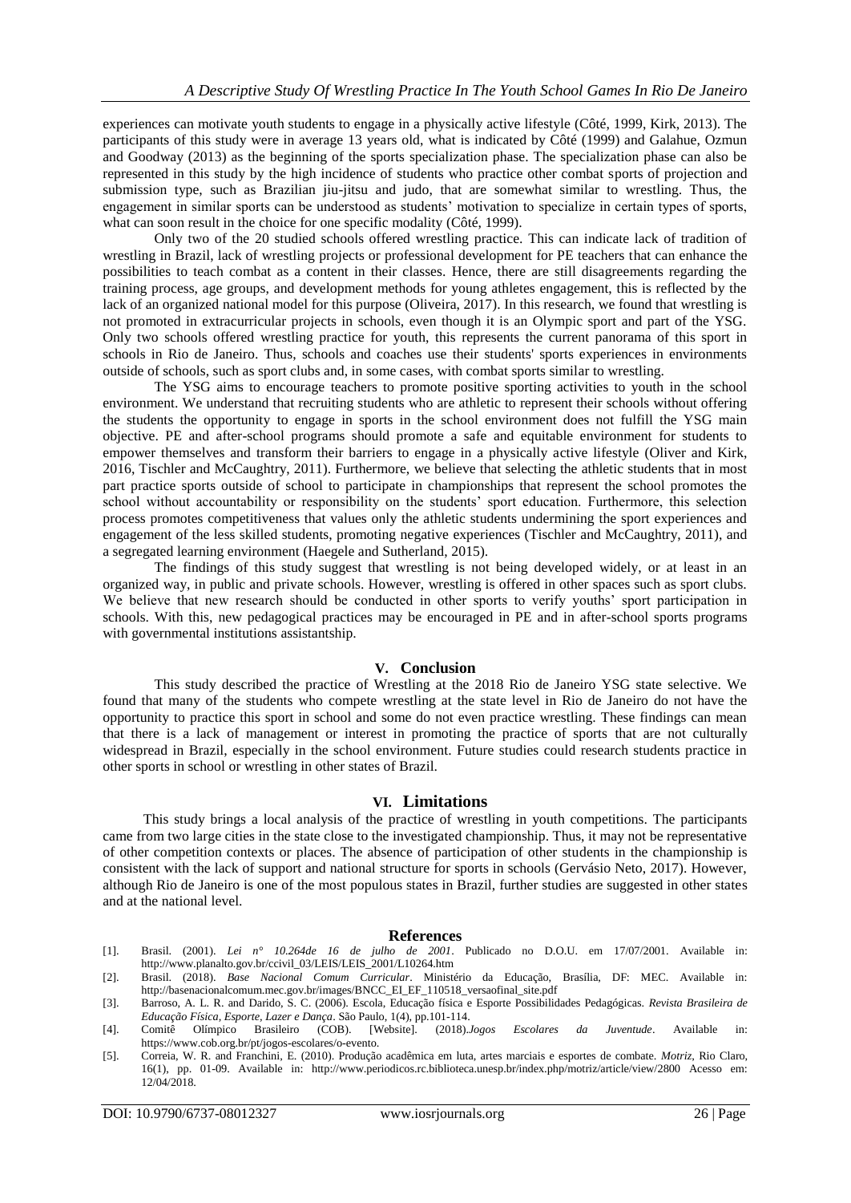experiences can motivate youth students to engage in a physically active lifestyle (Côté, 1999, Kirk, 2013). The participants of this study were in average 13 years old, what is indicated by Côté (1999) and Galahue, Ozmun and Goodway (2013) as the beginning of the sports specialization phase. The specialization phase can also be represented in this study by the high incidence of students who practice other combat sports of projection and submission type, such as Brazilian jiu-jitsu and judo, that are somewhat similar to wrestling. Thus, the engagement in similar sports can be understood as students' motivation to specialize in certain types of sports, what can soon result in the choice for one specific modality (Côté, 1999).

Only two of the 20 studied schools offered wrestling practice. This can indicate lack of tradition of wrestling in Brazil, lack of wrestling projects or professional development for PE teachers that can enhance the possibilities to teach combat as a content in their classes. Hence, there are still disagreements regarding the training process, age groups, and development methods for young athletes engagement, this is reflected by the lack of an organized national model for this purpose (Oliveira, 2017). In this research, we found that wrestling is not promoted in extracurricular projects in schools, even though it is an Olympic sport and part of the YSG. Only two schools offered wrestling practice for youth, this represents the current panorama of this sport in schools in Rio de Janeiro. Thus, schools and coaches use their students' sports experiences in environments outside of schools, such as sport clubs and, in some cases, with combat sports similar to wrestling.

The YSG aims to encourage teachers to promote positive sporting activities to youth in the school environment. We understand that recruiting students who are athletic to represent their schools without offering the students the opportunity to engage in sports in the school environment does not fulfill the YSG main objective. PE and after-school programs should promote a safe and equitable environment for students to empower themselves and transform their barriers to engage in a physically active lifestyle (Oliver and Kirk, 2016, Tischler and McCaughtry, 2011). Furthermore, we believe that selecting the athletic students that in most part practice sports outside of school to participate in championships that represent the school promotes the school without accountability or responsibility on the students' sport education. Furthermore, this selection process promotes competitiveness that values only the athletic students undermining the sport experiences and engagement of the less skilled students, promoting negative experiences (Tischler and McCaughtry, 2011), and a segregated learning environment (Haegele and Sutherland, 2015).

The findings of this study suggest that wrestling is not being developed widely, or at least in an organized way, in public and private schools. However, wrestling is offered in other spaces such as sport clubs. We believe that new research should be conducted in other sports to verify youths' sport participation in schools. With this, new pedagogical practices may be encouraged in PE and in after-school sports programs with governmental institutions assistantship.

## V. Conclusion

This study described the practice of Wrestling at the 2018 Rio de Janeiro YSG state selective. We found that many of the students who compete wrestling at the state level in Rio de Janeiro do not have the opportunity to practice this sport in school and some do not even practice wrestling. These findings can mean that there is a lack of management or interest in promoting the practice of sports that are not culturally widespread in Brazil, especially in the school environment. Future studies could research students practice in other sports in school or wrestling in other states of Brazil.

## VI. Limitations

This study brings a local analysis of the practice of wrestling in youth competitions. The participants came from two large cities in the state close to the investigated championship. Thus, it may not be representative of other competition contexts or places. The absence of participation of other students in the championship is consistent with the lack of support and national structure for sports in schools (Gervásio Neto, 2017). However, although Rio de Janeiro is one of the most populous states in Brazil, further studies are suggested in other states and at the national level.

## References

[1]. Brasil. (2001). *Lei n° 10.264de 16 de julho de 2001*. Publicado no D.O.U. em 17/07/2001. Available in: http://www.planalto.gov.br/ccivil_03/LEIS/LEIS_2001/L10264.htm

[2]. Brasil. (2018). *Base Nacional Comum Curricular*. Ministério da Educação, Brasília, DF: MEC. Available in: http://basenacionalcomum.mec.gov.br/images/BNCC_EI_EF_110518_versaofinal_site.pdf

[3]. Barroso, A. L. R. and Darido, S. C. (2006). Escola, Educação física e Esporte Possibilidades Pedagógicas. *Revista Brasileira de Educação Física, Esporte, Lazer e Dança*. São Paulo, 1(4), pp.101-114.

[4]. Comitê Olímpico Brasileiro (COB). [Website]. (2018).*Jogos Escolares da Juventude*. Available in: https://www.cob.org.br/pt/jogos-escolares/o-evento.

[5]. Correia, W. R. and Franchini, E. (2010). Produção acadêmica em luta, artes marciais e esportes de combate. *Motriz*, Rio Claro, 16(1), pp. 01-09. Available in: http://www.periodicos.rc.biblioteca.unesp.br/index.php/motriz/article/view/2800 Acesso em: 12/04/2018.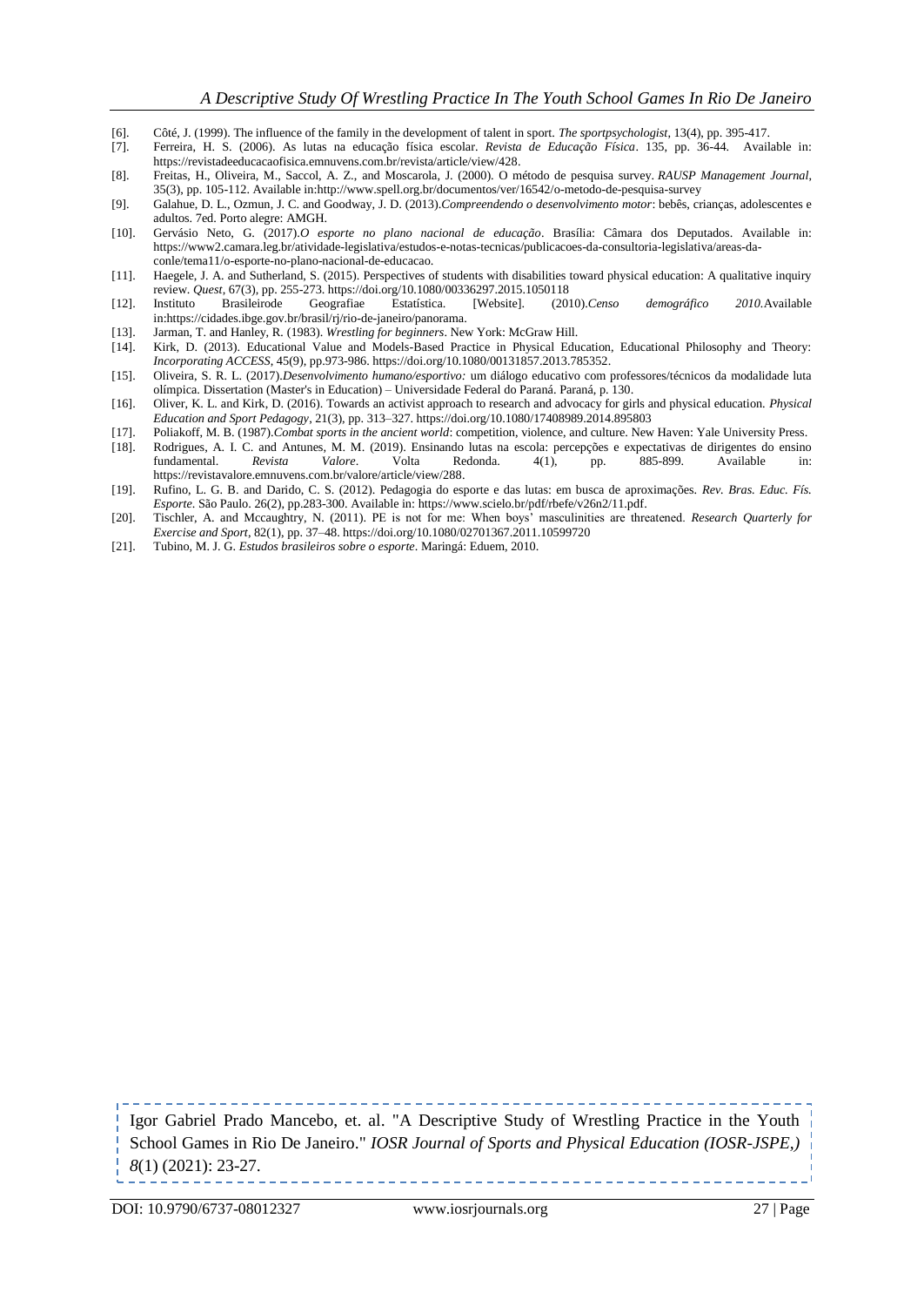[6]. Côté, J. (1999). The influence of the family in the development of talent in sport. *The sportpsychologist*, 13(4), pp. 395-417.

[7]. Ferreira, H. S. (2006). As lutas na educação física escolar. *Revista de Educação Física*. 135, pp. 36-44. Available in: https://revistadeeducacaofisica.emnuvens.com.br/revista/article/view/428.

[8]. Freitas, H., Oliveira, M., Saccol, A. Z., and Moscarola, J. (2000). O método de pesquisa survey. *RAUSP Management Journal*, 35(3), pp. 105-112. Available in:http://www.spell.org.br/documentos/ver/16542/o-metodo-de-pesquisa-survey

[9]. Galahue, D. L., Ozmun, J. C. and Goodway, J. D. (2013).*Compreendendo o desenvolvimento motor*: bebês, crianças, adolescentes e adultos. 7ed. Porto alegre: AMGH.

[10]. Gervásio Neto, G. (2017).*O esporte no plano nacional de educação*. Brasília: Câmara dos Deputados. Available in: https://www2.camara.leg.br/atividade-legislativa/estudos-e-notas-tecnicas/publicacoes-da-consultoria-legislativa/areas-da-conle/tema11/o-esporte-no-plano-nacional-de-educacao.

[11]. Haegele, J. A. and Sutherland, S. (2015). Perspectives of students with disabilities toward physical education: A qualitative inquiry review. *Quest*, 67(3), pp. 255-273. https://doi.org/10.1080/00336297.2015.1050118

[12]. Instituto Brasileirode Geografiae Estatística. [Website]. (2010).*Censo demográfico 2010*.Available in:https://cidades.ibge.gov.br/brasil/rj/rio-de-janeiro/panorama.

[13]. Jarman, T. and Hanley, R. (1983). *Wrestling for beginners*. New York: McGraw Hill.

[14]. Kirk, D. (2013). Educational Value and Models-Based Practice in Physical Education, Educational Philosophy and Theory: *Incorporating ACCESS*, 45(9), pp.973-986. https://doi.org/10.1080/00131857.2013.785352.

[15]. Oliveira, S. R. L. (2017).*Desenvolvimento humano/esportivo:* um diálogo educativo com professores/técnicos da modalidade luta olímpica. Dissertation (Master's in Education) – Universidade Federal do Paraná. Paraná, p. 130.

[16]. Oliver, K. L. and Kirk, D. (2016). Towards an activist approach to research and advocacy for girls and physical education. *Physical Education and Sport Pedagogy*, 21(3), pp. 313–327. https://doi.org/10.1080/17408989.2014.895803

[17]. Poliakoff, M. B. (1987).*Combat sports in the ancient world*: competition, violence, and culture. New Haven: Yale University Press.

[18]. Rodrigues, A. I. C. and Antunes, M. M. (2019). Ensinando lutas na escola: percepções e expectativas de dirigentes do ensino fundamental. *Revista Valore*. Volta Redonda. 4(1), pp. 885-899. Available in: https://revistavalore.emnuvens.com.br/valore/article/view/288.

[19]. Rufino, L. G. B. and Darido, C. S. (2012). Pedagogia do esporte e das lutas: em busca de aproximações. *Rev. Bras. Educ. Fís. Esporte*. São Paulo. 26(2), pp.283-300. Available in: https://www.scielo.br/pdf/rbefe/v26n2/11.pdf.

[20]. Tischler, A. and Mccaughtry, N. (2011). PE is not for me: When boys' masculinities are threatened. *Research Quarterly for Exercise and Sport*, 82(1), pp. 37–48. https://doi.org/10.1080/02701367.2011.10599720

[21]. Tubino, M. J. G. *Estudos brasileiros sobre o esporte*. Maringá: Eduem, 2010.

Igor Gabriel Prado Mancebo, et. al. "A Descriptive Study of Wrestling Practice in the Youth School Games in Rio De Janeiro." *IOSR Journal of Sports and Physical Education (IOSR-JSPE,) 8*(1) (2021): 23-27.